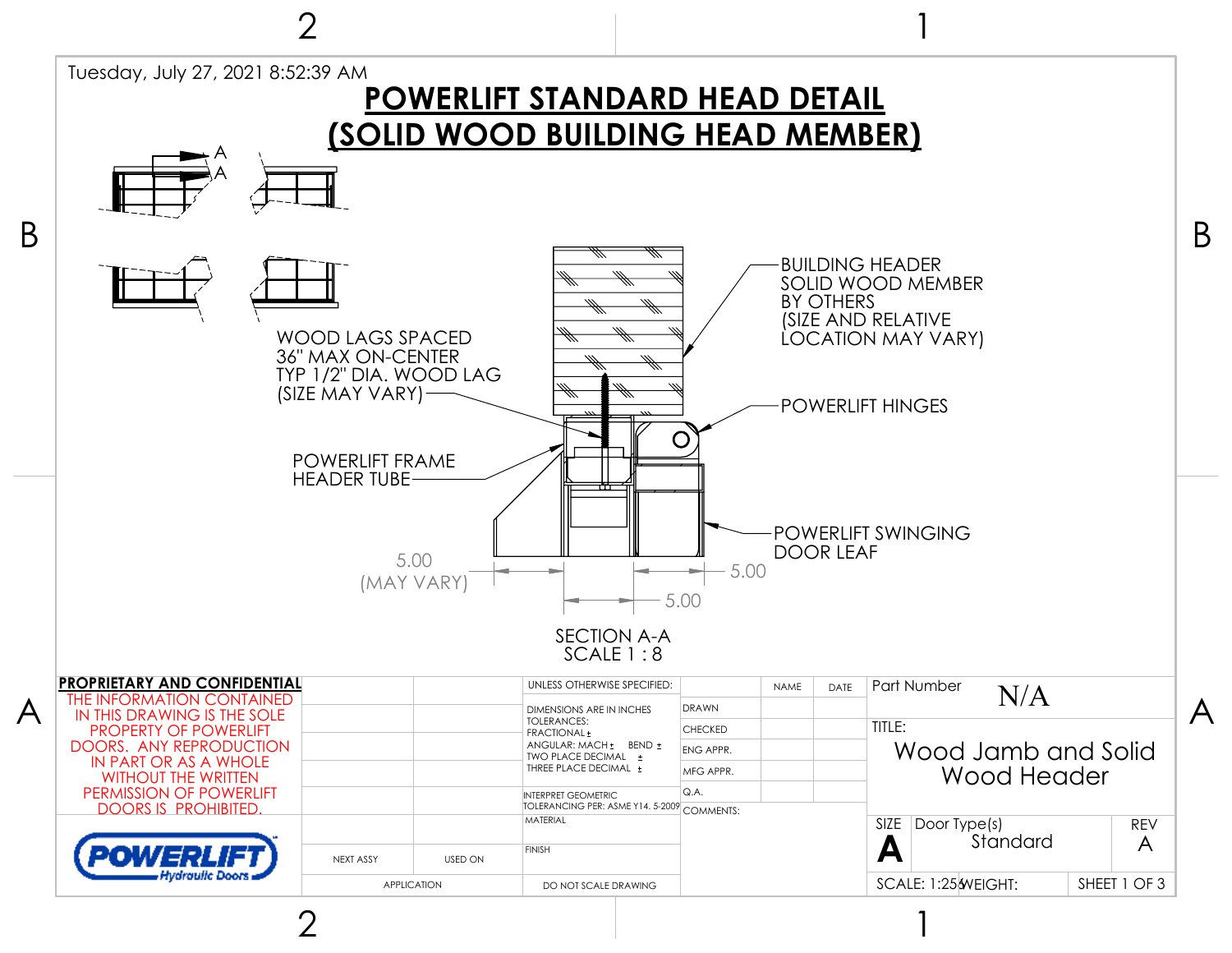Tuesday, July 27, 2021 8:52:39 AM

# POWERLIFT STANDARD HEAD DETAIL (SOLID WOOD BUILDING HEAD MEMBER)

A
A

BUILDING HEADER SOLID WOOD MEMBER BY OTHERS (SIZE AND RELATIVE LOCATION MAY VARY)

WOOD LAGS SPACED 36" MAX ON-CENTER TYP 1/2" DIA. WOOD LAG (SIZE MAY VARY)

POWERLIFT HINGES

POWERLIFT FRAME HEADER TUBE

POWERLIFT SWINGING DOOR LEAF

5.00 (MAY VARY)

5.00

5.00

SECTION A-A
SCALE 1 : 8

**PROPRIETARY AND CONFIDENTIAL**

THE INFORMATION CONTAINED IN THIS DRAWING IS THE SOLE PROPERTY OF POWERLIFT DOORS. ANY REPRODUCTION IN PART OR AS A WHOLE WITHOUT THE WRITTEN PERMISSION OF POWERLIFT DOORS IS PROHIBITED.

POWERLIFT Hydraulic Doors

| NEXT ASSY | USED ON |
|---|---|
| APPLICATION | |

UNLESS OTHERWISE SPECIFIED:
DIMENSIONS ARE IN INCHES
TOLERANCES:
FRACTIONAL ±
ANGULAR: MACH ± BEND ±
TWO PLACE DECIMAL ±
THREE PLACE DECIMAL ±
INTERPRET GEOMETRIC TOLERANCING PER: ASME Y14. 5-2009
MATERIAL
FINISH
DO NOT SCALE DRAWING

| | NAME | DATE |
|---|---|---|
| DRAWN | | |
| CHECKED | | |
| ENG APPR. | | |
| MFG APPR. | | |
| Q.A. | | |
| COMMENTS: | | |

Part Number: N/A

TITLE: Wood Jamb and Solid Wood Header

| SIZE | Door Type(s) | REV |
|---|---|---|
| A | Standard | A |

SCALE: 1:256 | WEIGHT: | SHEET 1 OF 3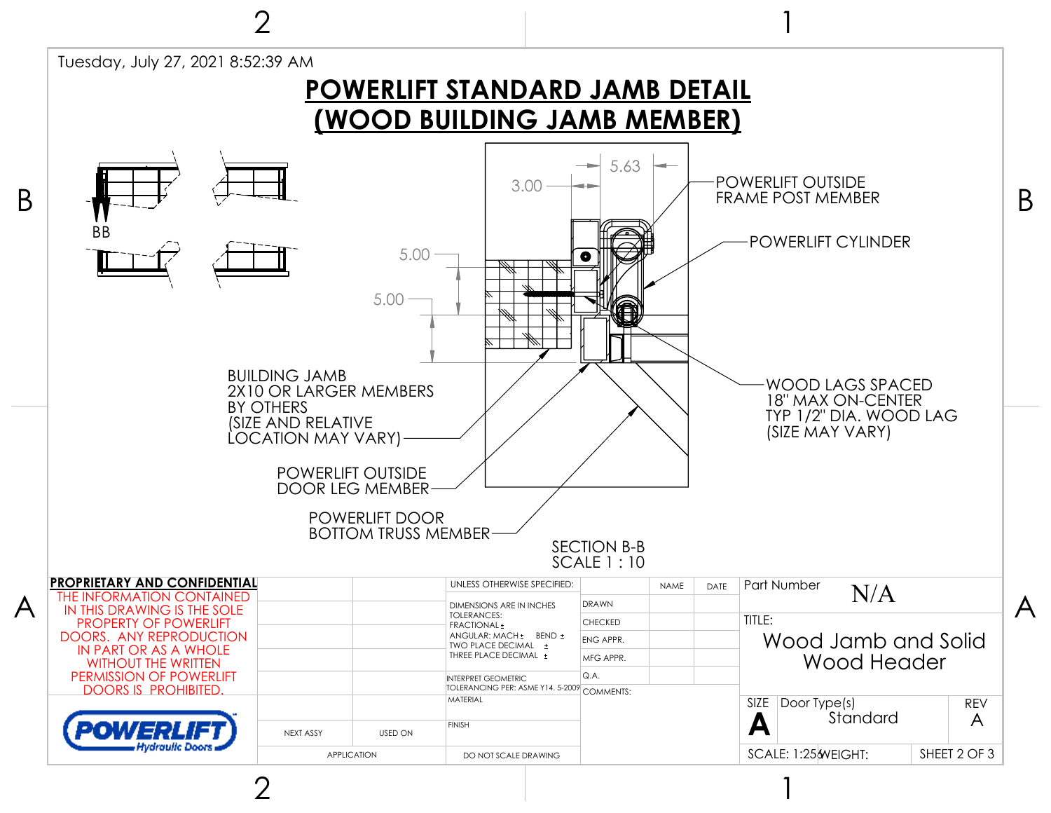Tuesday, July 27, 2021 8:52:39 AM

# POWERLIFT STANDARD JAMB DETAIL (WOOD BUILDING JAMB MEMBER)

BB

5.63

3.00

5.00

5.00

POWERLIFT OUTSIDE FRAME POST MEMBER

POWERLIFT CYLINDER

BUILDING JAMB
2X10 OR LARGER MEMBERS
BY OTHERS
(SIZE AND RELATIVE
LOCATION MAY VARY)

WOOD LAGS SPACED
18" MAX ON-CENTER
TYP 1/2" DIA. WOOD LAG
(SIZE MAY VARY)

POWERLIFT OUTSIDE
DOOR LEG MEMBER

POWERLIFT DOOR
BOTTOM TRUSS MEMBER

SECTION B-B
SCALE 1 : 10

**PROPRIETARY AND CONFIDENTIAL**

THE INFORMATION CONTAINED IN THIS DRAWING IS THE SOLE PROPERTY OF POWERLIFT DOORS. ANY REPRODUCTION IN PART OR AS A WHOLE WITHOUT THE WRITTEN PERMISSION OF POWERLIFT DOORS IS PROHIBITED.

POWERLIFT Hydraulic Doors

| NEXT ASSY | USED ON |
| --- | --- |
| APPLICATION | |

UNLESS OTHERWISE SPECIFIED:

DIMENSIONS ARE IN INCHES
TOLERANCES:
FRACTIONAL ±
ANGULAR: MACH ± BEND ±
TWO PLACE DECIMAL ±
THREE PLACE DECIMAL ±

INTERPRET GEOMETRIC TOLERANCING PER: ASME Y14. 5-2009

MATERIAL

FINISH

DO NOT SCALE DRAWING

| | NAME | DATE |
| --- | --- | --- |
| DRAWN | | |
| CHECKED | | |
| ENG APPR. | | |
| MFG APPR. | | |
| Q.A. | | |

COMMENTS:

Part Number: N/A

TITLE: Wood Jamb and Solid Wood Header

| SIZE | Door Type(s) | REV |
| --- | --- | --- |
| A | Standard | A |

SCALE: 1:25 | WEIGHT: | SHEET 2 OF 3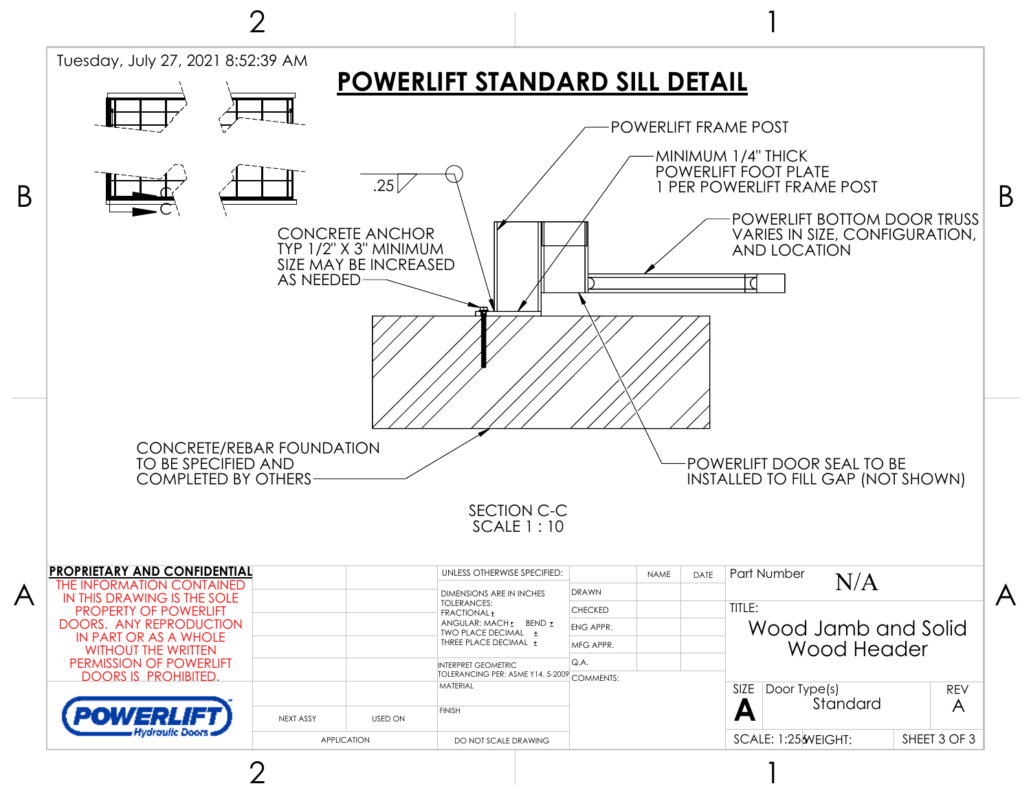Tuesday, July 27, 2021 8:52:39 AM

# POWERLIFT STANDARD SILL DETAIL

POWERLIFT FRAME POST

MINIMUM 1/4" THICK
POWERLIFT FOOT PLATE
1 PER POWERLIFT FRAME POST

POWERLIFT BOTTOM DOOR TRUSS
VARIES IN SIZE, CONFIGURATION,
AND LOCATION

.25

CONCRETE ANCHOR
TYP 1/2" X 3" MINIMUM
SIZE MAY BE INCREASED
AS NEEDED

CONCRETE/REBAR FOUNDATION
TO BE SPECIFIED AND
COMPLETED BY OTHERS

POWERLIFT DOOR SEAL TO BE
INSTALLED TO FILL GAP (NOT SHOWN)

SECTION C-C
SCALE 1 : 10

C

C

**PROPRIETARY AND CONFIDENTIAL**

THE INFORMATION CONTAINED IN THIS DRAWING IS THE SOLE PROPERTY OF POWERLIFT DOORS. ANY REPRODUCTION IN PART OR AS A WHOLE WITHOUT THE WRITTEN PERMISSION OF POWERLIFT DOORS IS PROHIBITED.

POWERLIFT Hydraulic Doors

| NEXT ASSY | USED ON |
|---|---|
| APPLICATION | |

UNLESS OTHERWISE SPECIFIED:

DIMENSIONS ARE IN INCHES
TOLERANCES:
FRACTIONAL ±
ANGULAR: MACH ± BEND ±
TWO PLACE DECIMAL ±
THREE PLACE DECIMAL ±

INTERPRET GEOMETRIC TOLERANCING PER: ASME Y14. 5-2009

MATERIAL

FINISH

DO NOT SCALE DRAWING

| | NAME | DATE |
|---|---|---|
| DRAWN | | |
| CHECKED | | |
| ENG APPR. | | |
| MFG APPR. | | |
| Q.A. | | |

COMMENTS:

Part Number: N/A

TITLE: Wood Jamb and Solid Wood Header

| SIZE | Door Type(s) | REV |
|---|---|---|
| A | Standard | A |

SCALE: 1:25 | WEIGHT: | SHEET 3 OF 3